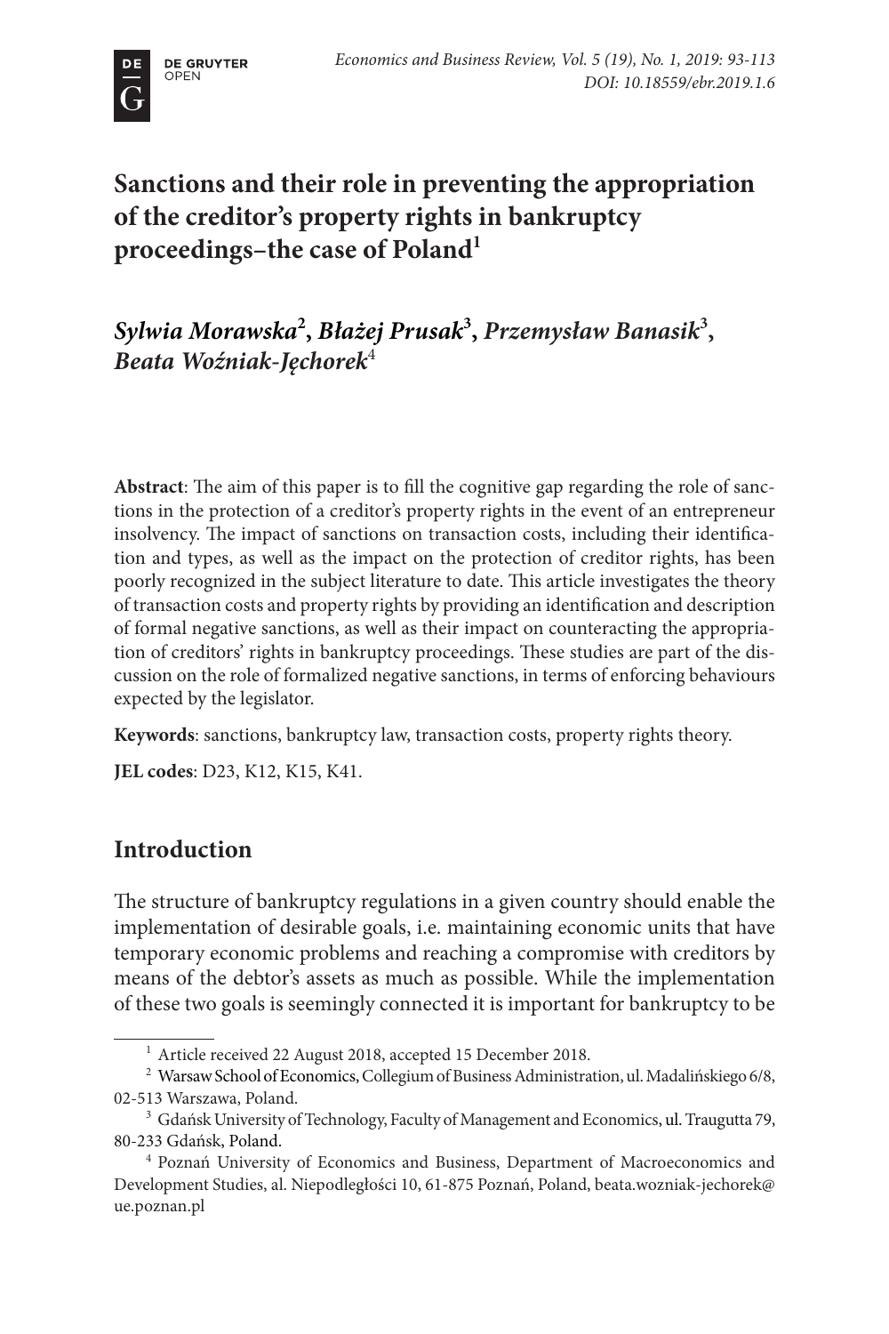# Sanctions and their role in preventing the appropriation of the creditor's property rights in bankruptcy proceedings–the case of Poland[1]

***Sylwia Morawska*[2], *Błażej Prusak*[3], *Przemysław Banasik*[3], *Beata Woźniak-Jęchorek*[4]**

**Abstract**: The aim of this paper is to fill the cognitive gap regarding the role of sanctions in the protection of a creditor's property rights in the event of an entrepreneur insolvency. The impact of sanctions on transaction costs, including their identification and types, as well as the impact on the protection of creditor rights, has been poorly recognized in the subject literature to date. This article investigates the theory of transaction costs and property rights by providing an identification and description of formal negative sanctions, as well as their impact on counteracting the appropriation of creditors' rights in bankruptcy proceedings. These studies are part of the discussion on the role of formalized negative sanctions, in terms of enforcing behaviours expected by the legislator.

**Keywords**: sanctions, bankruptcy law, transaction costs, property rights theory.

**JEL codes**: D23, K12, K15, K41.

## Introduction

The structure of bankruptcy regulations in a given country should enable the implementation of desirable goals, i.e. maintaining economic units that have temporary economic problems and reaching a compromise with creditors by means of the debtor's assets as much as possible. While the implementation of these two goals is seemingly connected it is important for bankruptcy to be

---

[1] Article received 22 August 2018, accepted 15 December 2018.

[2] Warsaw School of Economics, Collegium of Business Administration, ul. Madalińskiego 6/8, 02-513 Warszawa, Poland.

[3] Gdańsk University of Technology, Faculty of Management and Economics, ul. Traugutta 79, 80-233 Gdańsk, Poland.

[4] Poznań University of Economics and Business, Department of Macroeconomics and Development Studies, al. Niepodległości 10, 61-875 Poznań, Poland, beata.wozniak-jechorek@ue.poznan.pl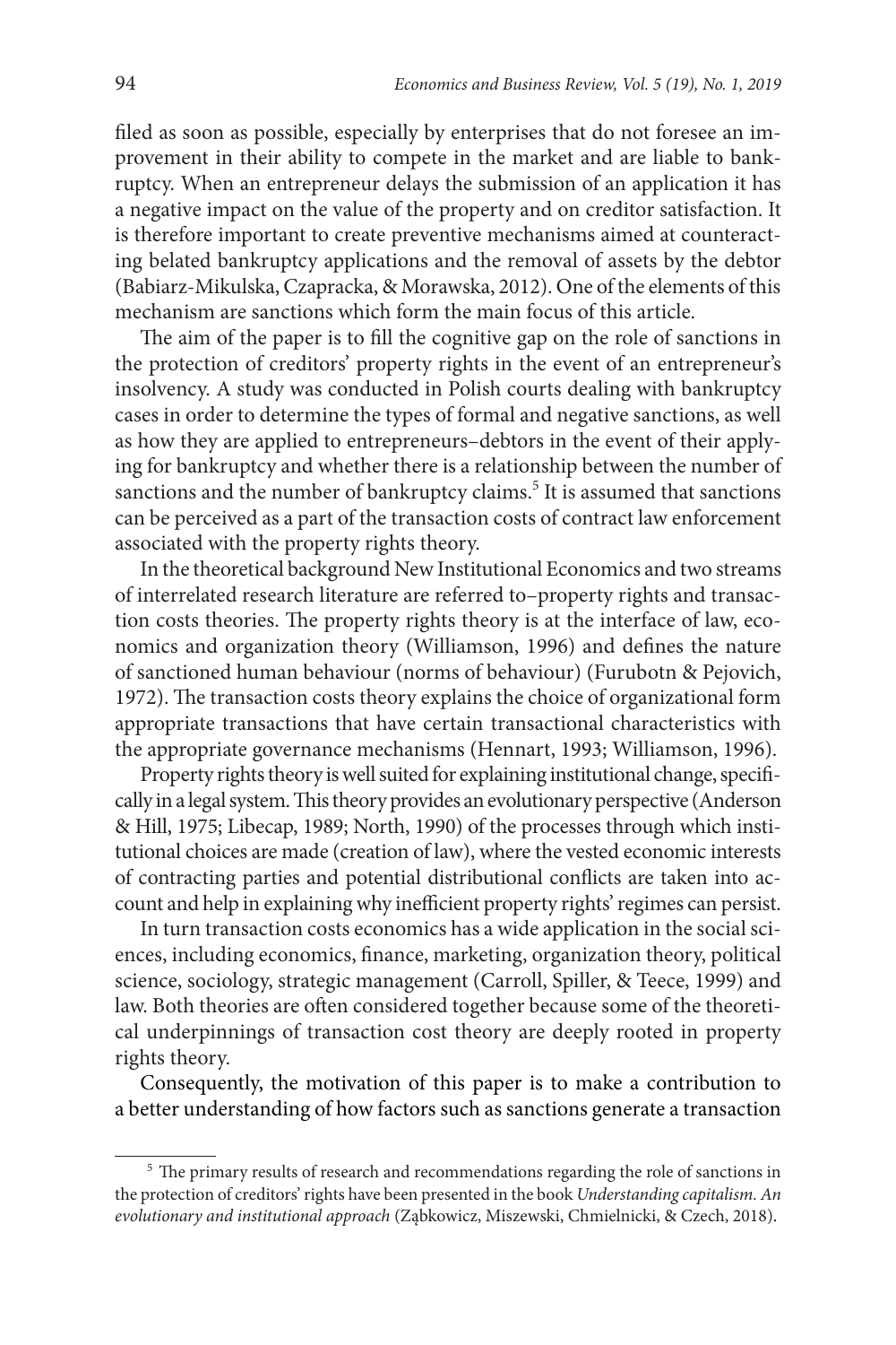filed as soon as possible, especially by enterprises that do not foresee an improvement in their ability to compete in the market and are liable to bankruptcy. When an entrepreneur delays the submission of an application it has a negative impact on the value of the property and on creditor satisfaction. It is therefore important to create preventive mechanisms aimed at counteracting belated bankruptcy applications and the removal of assets by the debtor (Babiarz-Mikulska, Czapracka, & Morawska, 2012). One of the elements of this mechanism are sanctions which form the main focus of this article.

The aim of the paper is to fill the cognitive gap on the role of sanctions in the protection of creditors' property rights in the event of an entrepreneur's insolvency. A study was conducted in Polish courts dealing with bankruptcy cases in order to determine the types of formal and negative sanctions, as well as how they are applied to entrepreneurs–debtors in the event of their applying for bankruptcy and whether there is a relationship between the number of sanctions and the number of bankruptcy claims.[5] It is assumed that sanctions can be perceived as a part of the transaction costs of contract law enforcement associated with the property rights theory.

In the theoretical background New Institutional Economics and two streams of interrelated research literature are referred to–property rights and transaction costs theories. The property rights theory is at the interface of law, economics and organization theory (Williamson, 1996) and defines the nature of sanctioned human behaviour (norms of behaviour) (Furubotn & Pejovich, 1972). The transaction costs theory explains the choice of organizational form appropriate transactions that have certain transactional characteristics with the appropriate governance mechanisms (Hennart, 1993; Williamson, 1996).

Property rights theory is well suited for explaining institutional change, specifically in a legal system. This theory provides an evolutionary perspective (Anderson & Hill, 1975; Libecap, 1989; North, 1990) of the processes through which institutional choices are made (creation of law), where the vested economic interests of contracting parties and potential distributional conflicts are taken into account and help in explaining why inefficient property rights' regimes can persist.

In turn transaction costs economics has a wide application in the social sciences, including economics, finance, marketing, organization theory, political science, sociology, strategic management (Carroll, Spiller, & Teece, 1999) and law. Both theories are often considered together because some of the theoretical underpinnings of transaction cost theory are deeply rooted in property rights theory.

Consequently, the motivation of this paper is to make a contribution to a better understanding of how factors such as sanctions generate a transaction

[5] The primary results of research and recommendations regarding the role of sanctions in the protection of creditors' rights have been presented in the book *Understanding capitalism. An evolutionary and institutional approach* (Ząbkowicz, Miszewski, Chmielnicki, & Czech, 2018).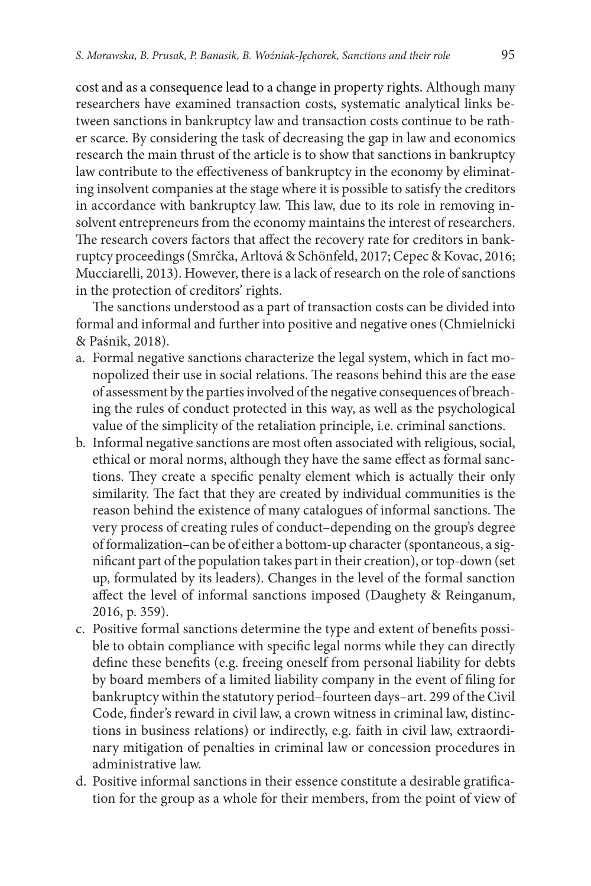cost and as a consequence lead to a change in property rights. Although many researchers have examined transaction costs, systematic analytical links between sanctions in bankruptcy law and transaction costs continue to be rather scarce. By considering the task of decreasing the gap in law and economics research the main thrust of the article is to show that sanctions in bankruptcy law contribute to the effectiveness of bankruptcy in the economy by eliminating insolvent companies at the stage where it is possible to satisfy the creditors in accordance with bankruptcy law. This law, due to its role in removing insolvent entrepreneurs from the economy maintains the interest of researchers. The research covers factors that affect the recovery rate for creditors in bankruptcy proceedings (Smrčka, Arltová & Schönfeld, 2017; Cepec & Kovac, 2016; Mucciarelli, 2013). However, there is a lack of research on the role of sanctions in the protection of creditors' rights.

The sanctions understood as a part of transaction costs can be divided into formal and informal and further into positive and negative ones (Chmielnicki & Paśnik, 2018).

a. Formal negative sanctions characterize the legal system, which in fact monopolized their use in social relations. The reasons behind this are the ease of assessment by the parties involved of the negative consequences of breaching the rules of conduct protected in this way, as well as the psychological value of the simplicity of the retaliation principle, i.e. criminal sanctions.
b. Informal negative sanctions are most often associated with religious, social, ethical or moral norms, although they have the same effect as formal sanctions. They create a specific penalty element which is actually their only similarity. The fact that they are created by individual communities is the reason behind the existence of many catalogues of informal sanctions. The very process of creating rules of conduct–depending on the group's degree of formalization–can be of either a bottom-up character (spontaneous, a significant part of the population takes part in their creation), or top-down (set up, formulated by its leaders). Changes in the level of the formal sanction affect the level of informal sanctions imposed (Daughety & Reinganum, 2016, p. 359).
c. Positive formal sanctions determine the type and extent of benefits possible to obtain compliance with specific legal norms while they can directly define these benefits (e.g. freeing oneself from personal liability for debts by board members of a limited liability company in the event of filing for bankruptcy within the statutory period–fourteen days–art. 299 of the Civil Code, finder's reward in civil law, a crown witness in criminal law, distinctions in business relations) or indirectly, e.g. faith in civil law, extraordinary mitigation of penalties in criminal law or concession procedures in administrative law.
d. Positive informal sanctions in their essence constitute a desirable gratification for the group as a whole for their members, from the point of view of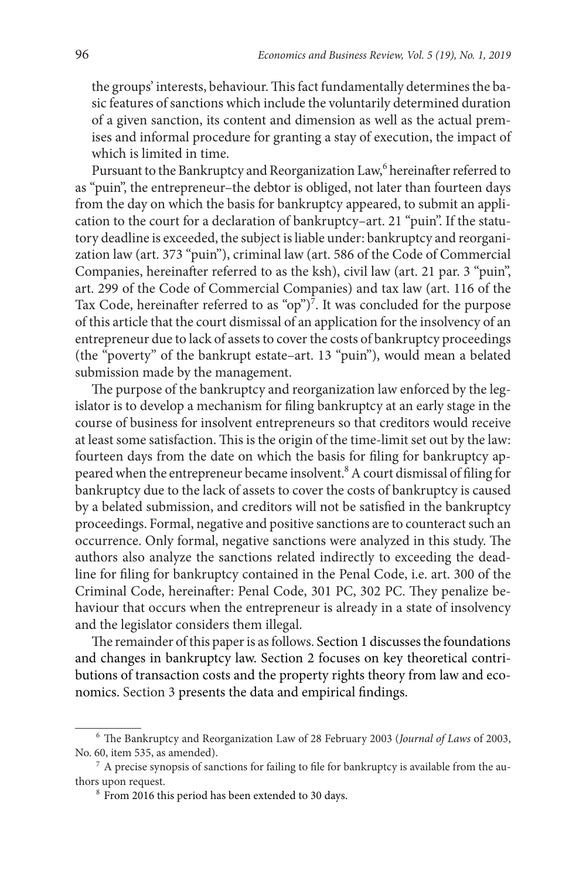the groups' interests, behaviour. This fact fundamentally determines the basic features of sanctions which include the voluntarily determined duration of a given sanction, its content and dimension as well as the actual premises and informal procedure for granting a stay of execution, the impact of which is limited in time.

Pursuant to the Bankruptcy and Reorganization Law,[6] hereinafter referred to as "puin", the entrepreneur–the debtor is obliged, not later than fourteen days from the day on which the basis for bankruptcy appeared, to submit an application to the court for a declaration of bankruptcy–art. 21 "puin". If the statutory deadline is exceeded, the subject is liable under: bankruptcy and reorganization law (art. 373 "puin"), criminal law (art. 586 of the Code of Commercial Companies, hereinafter referred to as the ksh), civil law (art. 21 par. 3 "puin", art. 299 of the Code of Commercial Companies) and tax law (art. 116 of the Tax Code, hereinafter referred to as "op")[7]. It was concluded for the purpose of this article that the court dismissal of an application for the insolvency of an entrepreneur due to lack of assets to cover the costs of bankruptcy proceedings (the "poverty" of the bankrupt estate–art. 13 "puin"), would mean a belated submission made by the management.

The purpose of the bankruptcy and reorganization law enforced by the legislator is to develop a mechanism for filing bankruptcy at an early stage in the course of business for insolvent entrepreneurs so that creditors would receive at least some satisfaction. This is the origin of the time-limit set out by the law: fourteen days from the date on which the basis for filing for bankruptcy appeared when the entrepreneur became insolvent.[8] A court dismissal of filing for bankruptcy due to the lack of assets to cover the costs of bankruptcy is caused by a belated submission, and creditors will not be satisfied in the bankruptcy proceedings. Formal, negative and positive sanctions are to counteract such an occurrence. Only formal, negative sanctions were analyzed in this study. The authors also analyze the sanctions related indirectly to exceeding the deadline for filing for bankruptcy contained in the Penal Code, i.e. art. 300 of the Criminal Code, hereinafter: Penal Code, 301 PC, 302 PC. They penalize behaviour that occurs when the entrepreneur is already in a state of insolvency and the legislator considers them illegal.

The remainder of this paper is as follows. Section 1 discusses the foundations and changes in bankruptcy law. Section 2 focuses on key theoretical contributions of transaction costs and the property rights theory from law and economics. Section 3 presents the data and empirical findings.

---

[6] The Bankruptcy and Reorganization Law of 28 February 2003 (*Journal of Laws* of 2003, No. 60, item 535, as amended).

[7] A precise synopsis of sanctions for failing to file for bankruptcy is available from the authors upon request.

[8] From 2016 this period has been extended to 30 days.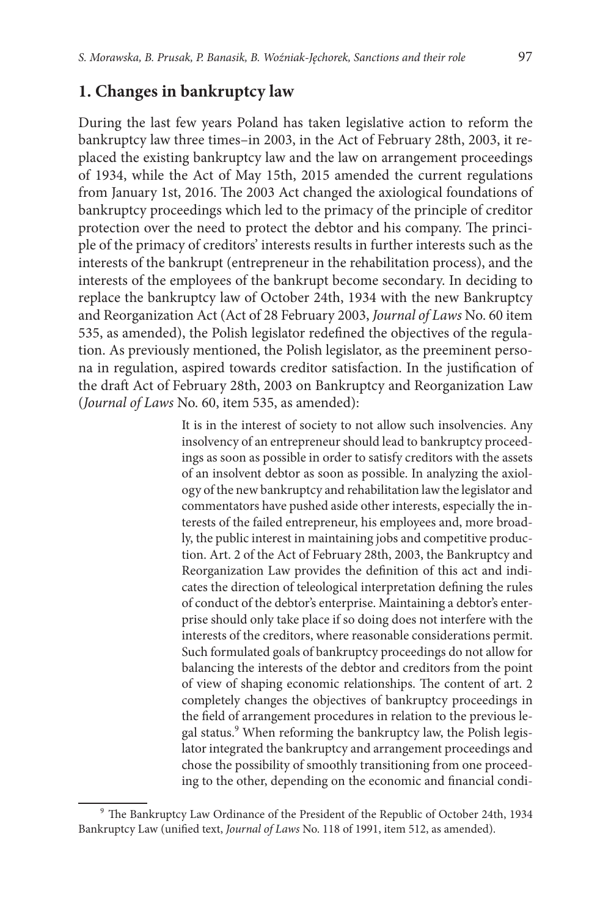## 1. Changes in bankruptcy law

During the last few years Poland has taken legislative action to reform the bankruptcy law three times–in 2003, in the Act of February 28th, 2003, it replaced the existing bankruptcy law and the law on arrangement proceedings of 1934, while the Act of May 15th, 2015 amended the current regulations from January 1st, 2016. The 2003 Act changed the axiological foundations of bankruptcy proceedings which led to the primacy of the principle of creditor protection over the need to protect the debtor and his company. The principle of the primacy of creditors' interests results in further interests such as the interests of the bankrupt (entrepreneur in the rehabilitation process), and the interests of the employees of the bankrupt become secondary. In deciding to replace the bankruptcy law of October 24th, 1934 with the new Bankruptcy and Reorganization Act (Act of 28 February 2003, *Journal of Laws* No. 60 item 535, as amended), the Polish legislator redefined the objectives of the regulation. As previously mentioned, the Polish legislator, as the preeminent persona in regulation, aspired towards creditor satisfaction. In the justification of the draft Act of February 28th, 2003 on Bankruptcy and Reorganization Law (*Journal of Laws* No. 60, item 535, as amended):

> It is in the interest of society to not allow such insolvencies. Any insolvency of an entrepreneur should lead to bankruptcy proceedings as soon as possible in order to satisfy creditors with the assets of an insolvent debtor as soon as possible. In analyzing the axiology of the new bankruptcy and rehabilitation law the legislator and commentators have pushed aside other interests, especially the interests of the failed entrepreneur, his employees and, more broadly, the public interest in maintaining jobs and competitive production. Art. 2 of the Act of February 28th, 2003, the Bankruptcy and Reorganization Law provides the definition of this act and indicates the direction of teleological interpretation defining the rules of conduct of the debtor's enterprise. Maintaining a debtor's enterprise should only take place if so doing does not interfere with the interests of the creditors, where reasonable considerations permit. Such formulated goals of bankruptcy proceedings do not allow for balancing the interests of the debtor and creditors from the point of view of shaping economic relationships. The content of art. 2 completely changes the objectives of bankruptcy proceedings in the field of arrangement procedures in relation to the previous legal status.[9] When reforming the bankruptcy law, the Polish legislator integrated the bankruptcy and arrangement proceedings and chose the possibility of smoothly transitioning from one proceeding to the other, depending on the economic and financial condi-

[9] The Bankruptcy Law Ordinance of the President of the Republic of October 24th, 1934 Bankruptcy Law (unified text, *Journal of Laws* No. 118 of 1991, item 512, as amended).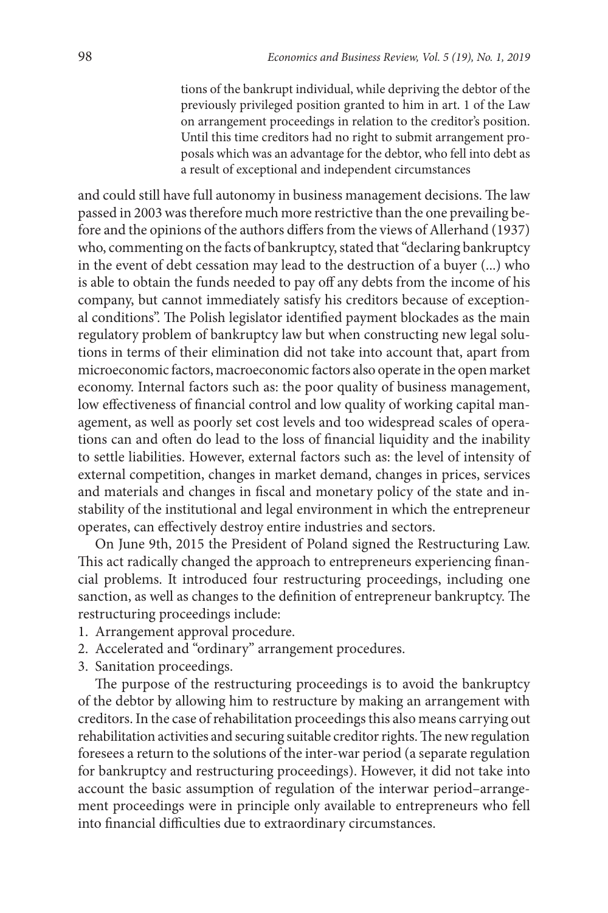> tions of the bankrupt individual, while depriving the debtor of the previously privileged position granted to him in art. 1 of the Law on arrangement proceedings in relation to the creditor's position. Until this time creditors had no right to submit arrangement proposals which was an advantage for the debtor, who fell into debt as a result of exceptional and independent circumstances

and could still have full autonomy in business management decisions. The law passed in 2003 was therefore much more restrictive than the one prevailing before and the opinions of the authors differs from the views of Allerhand (1937) who, commenting on the facts of bankruptcy, stated that "declaring bankruptcy in the event of debt cessation may lead to the destruction of a buyer (...) who is able to obtain the funds needed to pay off any debts from the income of his company, but cannot immediately satisfy his creditors because of exceptional conditions". The Polish legislator identified payment blockades as the main regulatory problem of bankruptcy law but when constructing new legal solutions in terms of their elimination did not take into account that, apart from microeconomic factors, macroeconomic factors also operate in the open market economy. Internal factors such as: the poor quality of business management, low effectiveness of financial control and low quality of working capital management, as well as poorly set cost levels and too widespread scales of operations can and often do lead to the loss of financial liquidity and the inability to settle liabilities. However, external factors such as: the level of intensity of external competition, changes in market demand, changes in prices, services and materials and changes in fiscal and monetary policy of the state and instability of the institutional and legal environment in which the entrepreneur operates, can effectively destroy entire industries and sectors.

On June 9th, 2015 the President of Poland signed the Restructuring Law. This act radically changed the approach to entrepreneurs experiencing financial problems. It introduced four restructuring proceedings, including one sanction, as well as changes to the definition of entrepreneur bankruptcy. The restructuring proceedings include:

1. Arrangement approval procedure.
2. Accelerated and "ordinary" arrangement procedures.
3. Sanitation proceedings.

The purpose of the restructuring proceedings is to avoid the bankruptcy of the debtor by allowing him to restructure by making an arrangement with creditors. In the case of rehabilitation proceedings this also means carrying out rehabilitation activities and securing suitable creditor rights. The new regulation foresees a return to the solutions of the inter-war period (a separate regulation for bankruptcy and restructuring proceedings). However, it did not take into account the basic assumption of regulation of the interwar period–arrangement proceedings were in principle only available to entrepreneurs who fell into financial difficulties due to extraordinary circumstances.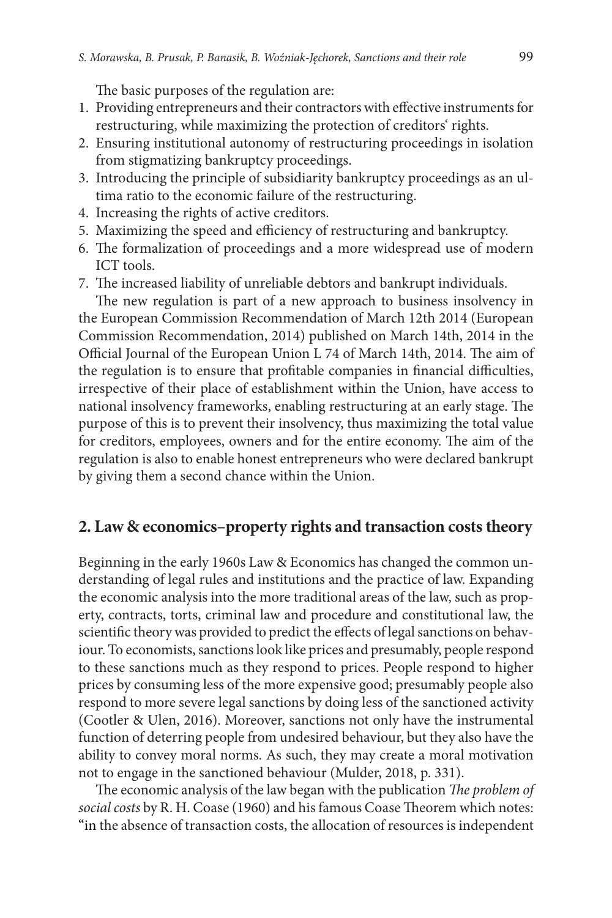The basic purposes of the regulation are:

1. Providing entrepreneurs and their contractors with effective instruments for restructuring, while maximizing the protection of creditors' rights.
2. Ensuring institutional autonomy of restructuring proceedings in isolation from stigmatizing bankruptcy proceedings.
3. Introducing the principle of subsidiarity bankruptcy proceedings as an ultima ratio to the economic failure of the restructuring.
4. Increasing the rights of active creditors.
5. Maximizing the speed and efficiency of restructuring and bankruptcy.
6. The formalization of proceedings and a more widespread use of modern ICT tools.
7. The increased liability of unreliable debtors and bankrupt individuals.

The new regulation is part of a new approach to business insolvency in the European Commission Recommendation of March 12th 2014 (European Commission Recommendation, 2014) published on March 14th, 2014 in the Official Journal of the European Union L 74 of March 14th, 2014. The aim of the regulation is to ensure that profitable companies in financial difficulties, irrespective of their place of establishment within the Union, have access to national insolvency frameworks, enabling restructuring at an early stage. The purpose of this is to prevent their insolvency, thus maximizing the total value for creditors, employees, owners and for the entire economy. The aim of the regulation is also to enable honest entrepreneurs who were declared bankrupt by giving them a second chance within the Union.

## 2. Law & economics–property rights and transaction costs theory

Beginning in the early 1960s Law & Economics has changed the common understanding of legal rules and institutions and the practice of law. Expanding the economic analysis into the more traditional areas of the law, such as property, contracts, torts, criminal law and procedure and constitutional law, the scientific theory was provided to predict the effects of legal sanctions on behaviour. To economists, sanctions look like prices and presumably, people respond to these sanctions much as they respond to prices. People respond to higher prices by consuming less of the more expensive good; presumably people also respond to more severe legal sanctions by doing less of the sanctioned activity (Cootler & Ulen, 2016). Moreover, sanctions not only have the instrumental function of deterring people from undesired behaviour, but they also have the ability to convey moral norms. As such, they may create a moral motivation not to engage in the sanctioned behaviour (Mulder, 2018, p. 331).

The economic analysis of the law began with the publication *The problem of social costs* by R. H. Coase (1960) and his famous Coase Theorem which notes: "in the absence of transaction costs, the allocation of resources is independent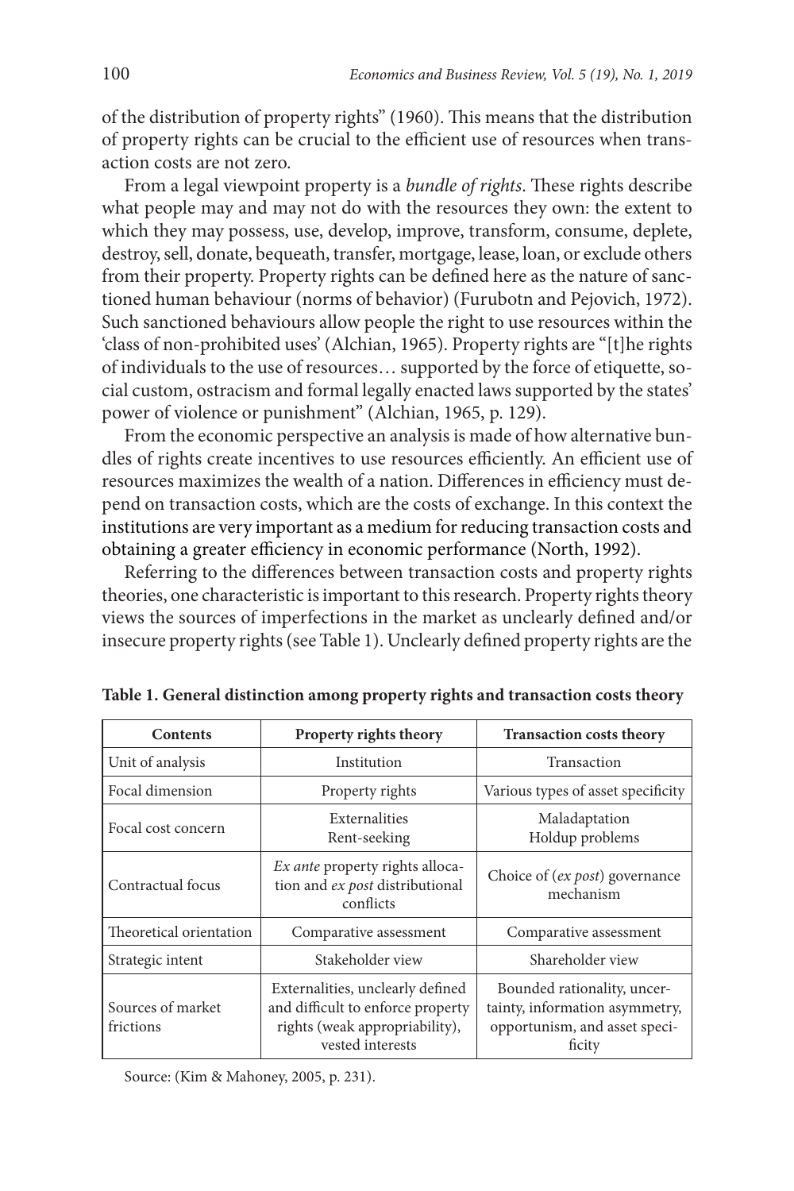of the distribution of property rights" (1960). This means that the distribution of property rights can be crucial to the efficient use of resources when transaction costs are not zero.

From a legal viewpoint property is a *bundle of rights*. These rights describe what people may and may not do with the resources they own: the extent to which they may possess, use, develop, improve, transform, consume, deplete, destroy, sell, donate, bequeath, transfer, mortgage, lease, loan, or exclude others from their property. Property rights can be defined here as the nature of sanctioned human behaviour (norms of behavior) (Furubotn and Pejovich, 1972). Such sanctioned behaviours allow people the right to use resources within the 'class of non-prohibited uses' (Alchian, 1965). Property rights are "[t]he rights of individuals to the use of resources… supported by the force of etiquette, social custom, ostracism and formal legally enacted laws supported by the states' power of violence or punishment" (Alchian, 1965, p. 129).

From the economic perspective an analysis is made of how alternative bundles of rights create incentives to use resources efficiently. An efficient use of resources maximizes the wealth of a nation. Differences in efficiency must depend on transaction costs, which are the costs of exchange. In this context the institutions are very important as a medium for reducing transaction costs and obtaining a greater efficiency in economic performance (North, 1992).

Referring to the differences between transaction costs and property rights theories, one characteristic is important to this research. Property rights theory views the sources of imperfections in the market as unclearly defined and/or insecure property rights (see Table 1). Unclearly defined property rights are the

**Table 1. General distinction among property rights and transaction costs theory**

| Contents | Property rights theory | Transaction costs theory |
|---|---|---|
| Unit of analysis | Institution | Transaction |
| Focal dimension | Property rights | Various types of asset specificity |
| Focal cost concern | Externalities<br>Rent-seeking | Maladaptation<br>Holdup problems |
| Contractual focus | *Ex ante* property rights allocation and *ex post* distributional conflicts | Choice of (*ex post*) governance mechanism |
| Theoretical orientation | Comparative assessment | Comparative assessment |
| Strategic intent | Stakeholder view | Shareholder view |
| Sources of market frictions | Externalities, unclearly defined and difficult to enforce property rights (weak appropriability), vested interests | Bounded rationality, uncertainty, information asymmetry, opportunism, and asset specificity |

Source: (Kim & Mahoney, 2005, p. 231).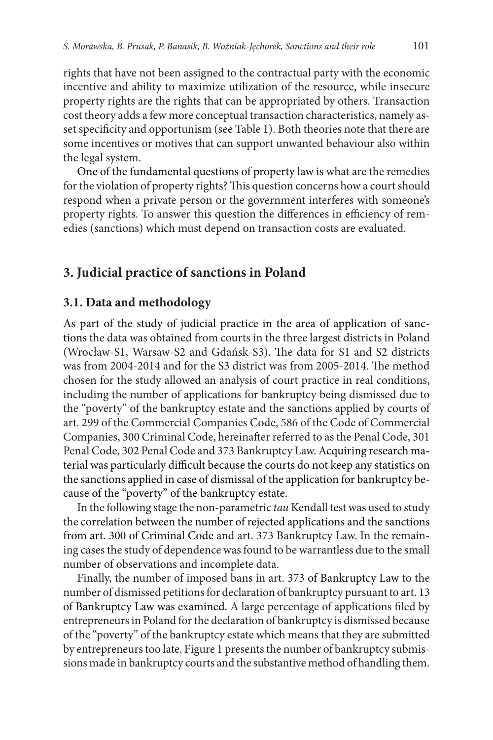rights that have not been assigned to the contractual party with the economic incentive and ability to maximize utilization of the resource, while insecure property rights are the rights that can be appropriated by others. Transaction cost theory adds a few more conceptual transaction characteristics, namely asset specificity and opportunism (see Table 1). Both theories note that there are some incentives or motives that can support unwanted behaviour also within the legal system.

One of the fundamental questions of property law is what are the remedies for the violation of property rights? This question concerns how a court should respond when a private person or the government interferes with someone's property rights. To answer this question the differences in efficiency of remedies (sanctions) which must depend on transaction costs are evaluated.

## 3. Judicial practice of sanctions in Poland

### 3.1. Data and methodology

As part of the study of judicial practice in the area of application of sanctions the data was obtained from courts in the three largest districts in Poland (Wrocław-S1, Warsaw-S2 and Gdańsk-S3). The data for S1 and S2 districts was from 2004-2014 and for the S3 district was from 2005-2014. The method chosen for the study allowed an analysis of court practice in real conditions, including the number of applications for bankruptcy being dismissed due to the "poverty" of the bankruptcy estate and the sanctions applied by courts of art. 299 of the Commercial Companies Code, 586 of the Code of Commercial Companies, 300 Criminal Code, hereinafter referred to as the Penal Code, 301 Penal Code, 302 Penal Code and 373 Bankruptcy Law. Acquiring research material was particularly difficult because the courts do not keep any statistics on the sanctions applied in case of dismissal of the application for bankruptcy because of the "poverty" of the bankruptcy estate.

In the following stage the non-parametric *tau* Kendall test was used to study the correlation between the number of rejected applications and the sanctions from art. 300 of Criminal Code and art. 373 Bankruptcy Law. In the remaining cases the study of dependence was found to be warrantless due to the small number of observations and incomplete data.

Finally, the number of imposed bans in art. 373 of Bankruptcy Law to the number of dismissed petitions for declaration of bankruptcy pursuant to art. 13 of Bankruptcy Law was examined. A large percentage of applications filed by entrepreneurs in Poland for the declaration of bankruptcy is dismissed because of the "poverty" of the bankruptcy estate which means that they are submitted by entrepreneurs too late. Figure 1 presents the number of bankruptcy submissions made in bankruptcy courts and the substantive method of handling them.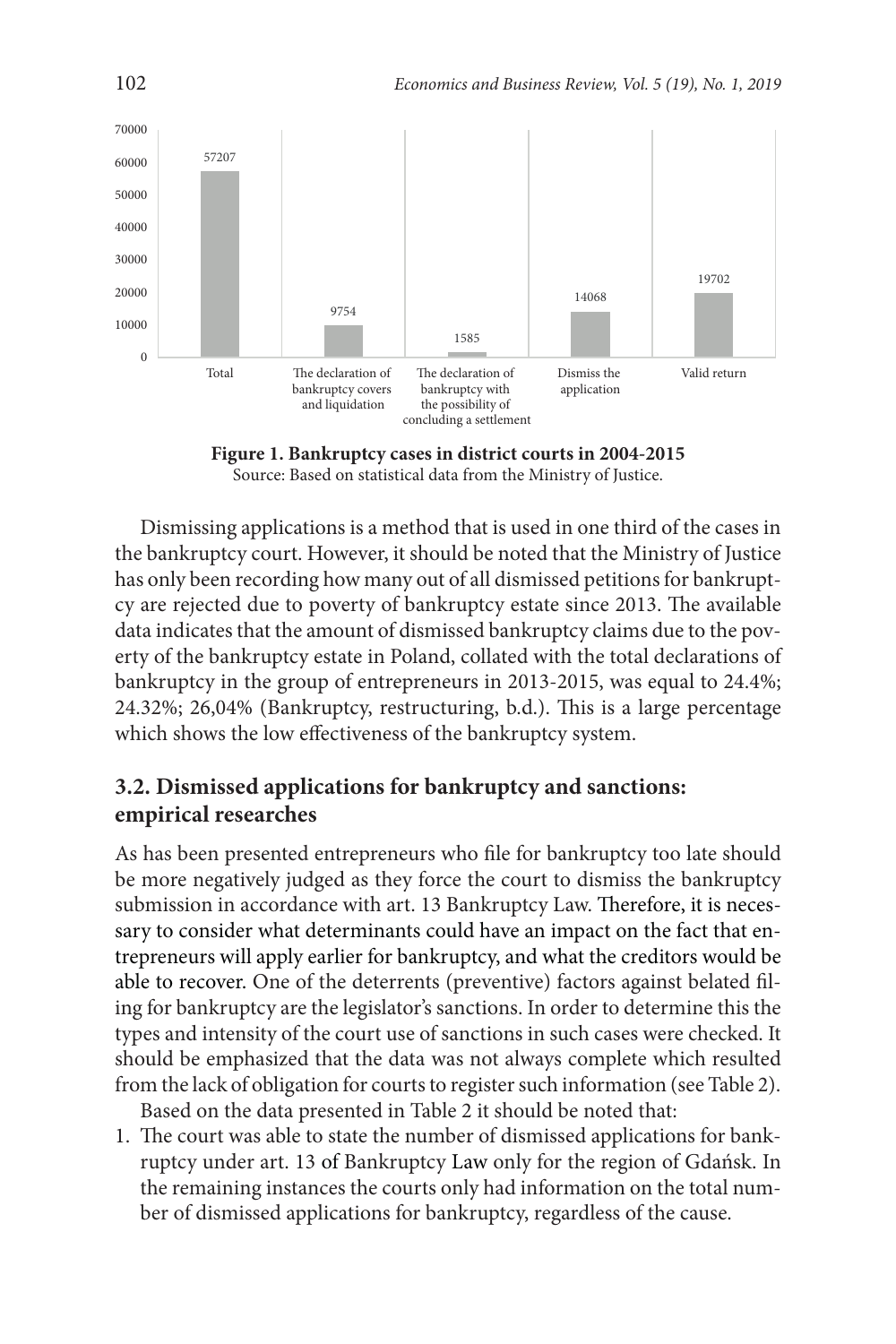| | Total | The declaration of bankruptcy covers and liquidation | The declaration of bankruptcy with the possibility of concluding a settlement | Dismiss the application | Valid return |
|---|---|---|---|---|---|
| Number of cases | 57207 | 9754 | 1585 | 14068 | 19702 |

**Figure 1. Bankruptcy cases in district courts in 2004-2015**
Source: Based on statistical data from the Ministry of Justice.

Dismissing applications is a method that is used in one third of the cases in the bankruptcy court. However, it should be noted that the Ministry of Justice has only been recording how many out of all dismissed petitions for bankruptcy are rejected due to poverty of bankruptcy estate since 2013. The available data indicates that the amount of dismissed bankruptcy claims due to the poverty of the bankruptcy estate in Poland, collated with the total declarations of bankruptcy in the group of entrepreneurs in 2013-2015, was equal to 24.4%; 24.32%; 26,04% (Bankruptcy, restructuring, b.d.). This is a large percentage which shows the low effectiveness of the bankruptcy system.

## 3.2. Dismissed applications for bankruptcy and sanctions: empirical researches

As has been presented entrepreneurs who file for bankruptcy too late should be more negatively judged as they force the court to dismiss the bankruptcy submission in accordance with art. 13 Bankruptcy Law. Therefore, it is necessary to consider what determinants could have an impact on the fact that entrepreneurs will apply earlier for bankruptcy, and what the creditors would be able to recover. One of the deterrents (preventive) factors against belated filing for bankruptcy are the legislator's sanctions. In order to determine this the types and intensity of the court use of sanctions in such cases were checked. It should be emphasized that the data was not always complete which resulted from the lack of obligation for courts to register such information (see Table 2).

Based on the data presented in Table 2 it should be noted that:

1. The court was able to state the number of dismissed applications for bankruptcy under art. 13 of Bankruptcy Law only for the region of Gdańsk. In the remaining instances the courts only had information on the total number of dismissed applications for bankruptcy, regardless of the cause.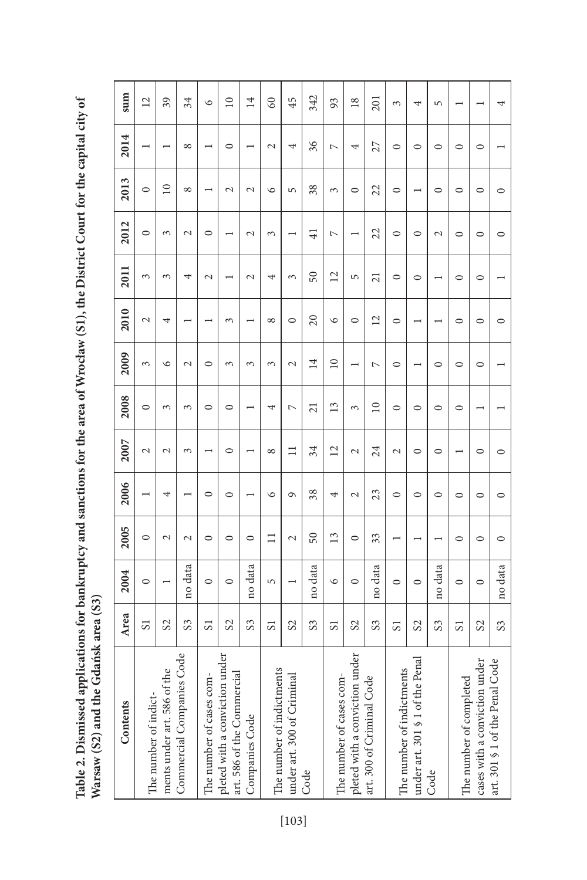**Table 2. Dismissed applications for bankruptcy and sanctions for the area of Wrocław (S1), the District Court for the capital city of Warsaw (S2) and the Gdańsk area (S3)**

| Contents | Area | 2004 | 2005 | 2006 | 2007 | 2008 | 2009 | 2010 | 2011 | 2012 | 2013 | 2014 | sum |
|---|---|---|---|---|---|---|---|---|---|---|---|---|---|
| The number of indictments under art. 586 of the Commercial Companies Code | S1 | 0 | 0 | 1 | 2 | 0 | 3 | 2 | 3 | 0 | 0 | 1 | 12 |
| | S2 | 1 | 2 | 4 | 2 | 3 | 6 | 4 | 3 | 3 | 10 | 1 | 39 |
| | S3 | no data | 2 | 1 | 3 | 3 | 2 | 1 | 4 | 2 | 8 | 8 | 34 |
| The number of cases completed with a conviction under art. 586 of the Commercial Companies Code | S1 | 0 | 0 | 0 | 1 | 0 | 0 | 1 | 2 | 0 | 1 | 1 | 6 |
| | S2 | 0 | 0 | 0 | 0 | 0 | 3 | 3 | 1 | 1 | 2 | 0 | 10 |
| | S3 | no data | 0 | 1 | 1 | 1 | 3 | 1 | 2 | 2 | 2 | 1 | 14 |
| The number of indictments under art. 300 of Criminal Code | S1 | 5 | 11 | 6 | 8 | 4 | 3 | 8 | 4 | 3 | 6 | 2 | 60 |
| | S2 | 1 | 2 | 9 | 11 | 7 | 2 | 0 | 3 | 1 | 5 | 4 | 45 |
| | S3 | no data | 50 | 38 | 34 | 21 | 14 | 20 | 50 | 41 | 38 | 36 | 342 |
| The number of cases completed with a conviction under art. 300 of Criminal Code | S1 | 6 | 13 | 4 | 12 | 13 | 10 | 6 | 12 | 7 | 3 | 7 | 93 |
| | S2 | 0 | 0 | 2 | 2 | 3 | 1 | 0 | 5 | 1 | 0 | 4 | 18 |
| | S3 | no data | 33 | 23 | 24 | 10 | 7 | 12 | 21 | 22 | 22 | 27 | 201 |
| The number of indictments under art. 301 § 1 of the Penal Code | S1 | 0 | 1 | 0 | 2 | 0 | 0 | 0 | 0 | 0 | 0 | 0 | 3 |
| | S2 | 0 | 1 | 0 | 0 | 0 | 1 | 1 | 0 | 0 | 1 | 0 | 4 |
| | S3 | no data | 1 | 0 | 0 | 0 | 0 | 1 | 1 | 2 | 0 | 0 | 5 |
| The number of completed cases with a conviction under art. 301 § 1 of the Penal Code | S1 | 0 | 0 | 0 | 1 | 0 | 0 | 0 | 0 | 0 | 0 | 0 | 1 |
| | S2 | 0 | 0 | 0 | 0 | 1 | 0 | 0 | 0 | 0 | 0 | 0 | 1 |
| | S3 | no data | 0 | 0 | 0 | 1 | 1 | 0 | 1 | 0 | 0 | 1 | 4 |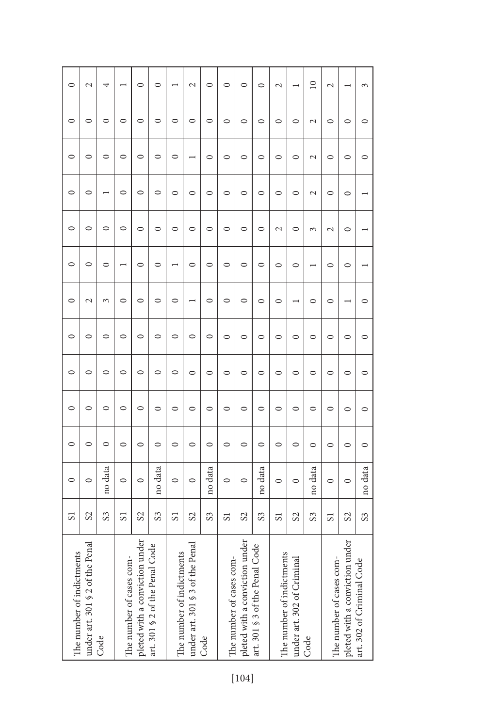| | | | | | | | | | | | | | |
|---|---|---|---|---|---|---|---|---|---|---|---|---|---|
| The number of indictments under art. 301 § 2 of the Penal Code | S1 | 0 | 0 | 0 | 0 | 0 | 0 | 0 | 0 | 0 | 0 | 0 | 0 |
| | S2 | 0 | 0 | 0 | 0 | 0 | 2 | 0 | 0 | 0 | 0 | 0 | 2 |
| | S3 | no data | 0 | 0 | 0 | 0 | 3 | 0 | 0 | 1 | 0 | 0 | 4 |
| The number of cases completed with a conviction under art. 301 § 2 of the Penal Code | S1 | 0 | 0 | 0 | 0 | 0 | 0 | 1 | 0 | 0 | 0 | 0 | 1 |
| | S2 | 0 | 0 | 0 | 0 | 0 | 0 | 0 | 0 | 0 | 0 | 0 | 0 |
| | S3 | no data | 0 | 0 | 0 | 0 | 0 | 0 | 0 | 0 | 0 | 0 | 0 |
| The number of indictments under art. 301 § 3 of the Penal Code | S1 | 0 | 0 | 0 | 0 | 0 | 0 | 1 | 0 | 0 | 0 | 0 | 1 |
| | S2 | 0 | 0 | 0 | 0 | 0 | 1 | 0 | 0 | 0 | 1 | 0 | 2 |
| | S3 | no data | 0 | 0 | 0 | 0 | 0 | 0 | 0 | 0 | 0 | 0 | 0 |
| The number of cases completed with a conviction under art. 301 § 3 of the Penal Code | S1 | 0 | 0 | 0 | 0 | 0 | 0 | 0 | 0 | 0 | 0 | 0 | 0 |
| | S2 | 0 | 0 | 0 | 0 | 0 | 0 | 0 | 0 | 0 | 0 | 0 | 0 |
| | S3 | no data | 0 | 0 | 0 | 0 | 0 | 0 | 0 | 0 | 0 | 0 | 0 |
| The number of indictments under art. 302 of Criminal Code | S1 | 0 | 0 | 0 | 0 | 0 | 0 | 0 | 2 | 0 | 0 | 0 | 2 |
| | S2 | 0 | 0 | 0 | 0 | 0 | 1 | 0 | 0 | 0 | 0 | 0 | 1 |
| | S3 | no data | 0 | 0 | 0 | 0 | 0 | 1 | 3 | 2 | 2 | 2 | 10 |
| The number of cases completed with a conviction under art. 302 of Criminal Code | S1 | 0 | 0 | 0 | 0 | 0 | 0 | 0 | 2 | 0 | 0 | 0 | 2 |
| | S2 | 0 | 0 | 0 | 0 | 0 | 1 | 0 | 0 | 0 | 0 | 0 | 1 |
| | S3 | no data | 0 | 0 | 0 | 0 | 0 | 1 | 1 | 1 | 0 | 0 | 3 |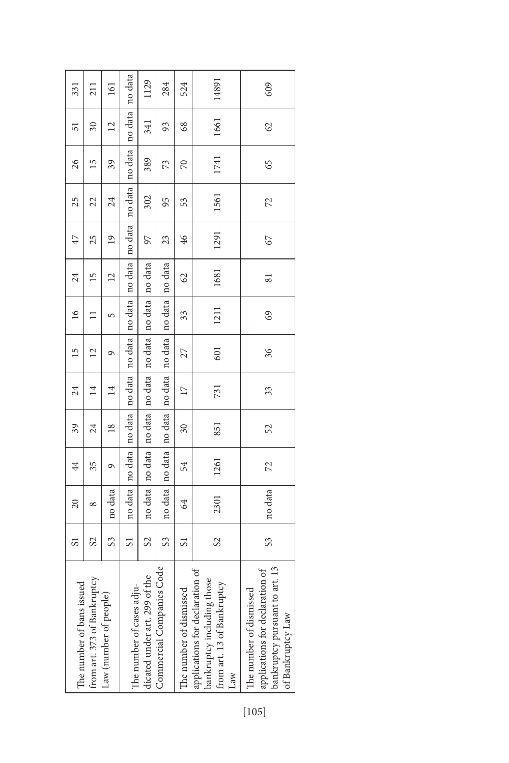| | | | | | | | | | | | | | |
|---|---|---|---|---|---|---|---|---|---|---|---|---|---|
| The number of bans issued from art. 373 of Bankruptcy Law (number of people) | S1 | 20 | 44 | 39 | 24 | 15 | 16 | 24 | 47 | 25 | 26 | 51 | 331 |
| | S2 | 8 | 35 | 24 | 14 | 12 | 11 | 15 | 25 | 22 | 15 | 30 | 211 |
| | S3 | no data | 9 | 18 | 14 | 9 | 5 | 12 | 19 | 24 | 39 | 12 | 161 |
| The number of cases adjudicated under art. 299 of the Commercial Companies Code | S1 | no data | no data | no data | no data | no data | no data | no data | no data | no data | no data | no data | no data |
| | S2 | no data | no data | no data | no data | no data | no data | no data | 97 | 302 | 389 | 341 | 1129 |
| | S3 | no data | no data | no data | no data | no data | no data | no data | 23 | 95 | 73 | 93 | 284 |
| The number of dismissed applications for declaration of bankruptcy including those from art. 13 of Bankruptcy Law | S1 | 64 | 54 | 30 | 17 | 27 | 33 | 62 | 46 | 53 | 70 | 68 | 524 |
| | S2 | 2301 | 1261 | 851 | 731 | 601 | 1211 | 1681 | 1291 | 1561 | 1741 | 1661 | 14891 |
| The number of dismissed applications for declaration of bankruptcy pursuant to art. 13 of Bankruptcy Law | S3 | no data | 72 | 52 | 33 | 36 | 69 | 81 | 67 | 72 | 65 | 62 | 609 |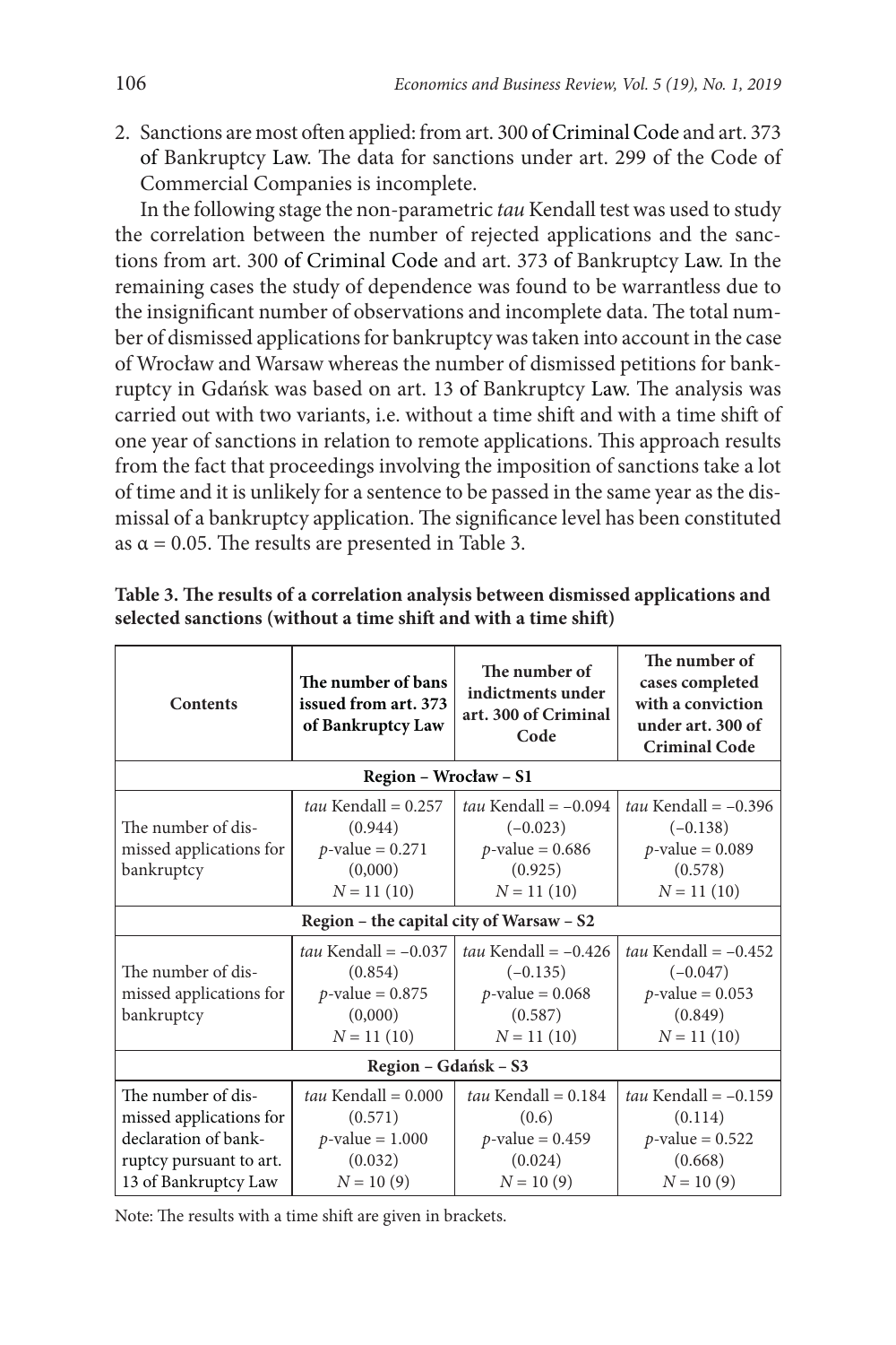2. Sanctions are most often applied: from art. 300 of Criminal Code and art. 373 of Bankruptcy Law. The data for sanctions under art. 299 of the Code of Commercial Companies is incomplete.

In the following stage the non-parametric *tau* Kendall test was used to study the correlation between the number of rejected applications and the sanctions from art. 300 of Criminal Code and art. 373 of Bankruptcy Law. In the remaining cases the study of dependence was found to be warrantless due to the insignificant number of observations and incomplete data. The total number of dismissed applications for bankruptcy was taken into account in the case of Wrocław and Warsaw whereas the number of dismissed petitions for bankruptcy in Gdańsk was based on art. 13 of Bankruptcy Law. The analysis was carried out with two variants, i.e. without a time shift and with a time shift of one year of sanctions in relation to remote applications. This approach results from the fact that proceedings involving the imposition of sanctions take a lot of time and it is unlikely for a sentence to be passed in the same year as the dismissal of a bankruptcy application. The significance level has been constituted as $\alpha = 0.05$. The results are presented in Table 3.

**Table 3. The results of a correlation analysis between dismissed applications and selected sanctions (without a time shift and with a time shift)**

| Contents | The number of bans issued from art. 373 of Bankruptcy Law | The number of indictments under art. 300 of Criminal Code | The number of cases completed with a conviction under art. 300 of Criminal Code |
|---|---|---|---|
| **Region – Wrocław – S1** | | | |
| The number of dismissed applications for bankruptcy | *tau* Kendall = 0.257 (0.944) *p*-value = 0.271 (0,000) $N = 11$ (10) | *tau* Kendall = −0.094 (−0.023) *p*-value = 0.686 (0.925) $N = 11$ (10) | *tau* Kendall = −0.396 (−0.138) *p*-value = 0.089 (0.578) $N = 11$ (10) |
| **Region – the capital city of Warsaw – S2** | | | |
| The number of dismissed applications for bankruptcy | *tau* Kendall = −0.037 (0.854) *p*-value = 0.875 (0,000) $N = 11$ (10) | *tau* Kendall = −0.426 (−0.135) *p*-value = 0.068 (0.587) $N = 11$ (10) | *tau* Kendall = −0.452 (−0.047) *p*-value = 0.053 (0.849) $N = 11$ (10) |
| **Region – Gdańsk – S3** | | | |
| The number of dismissed applications for declaration of bankruptcy pursuant to art. 13 of Bankruptcy Law | *tau* Kendall = 0.000 (0.571) *p*-value = 1.000 (0.032) $N = 10$ (9) | *tau* Kendall = 0.184 (0.6) *p*-value = 0.459 (0.024) $N = 10$ (9) | *tau* Kendall = −0.159 (0.114) *p*-value = 0.522 (0.668) $N = 10$ (9) |

Note: The results with a time shift are given in brackets.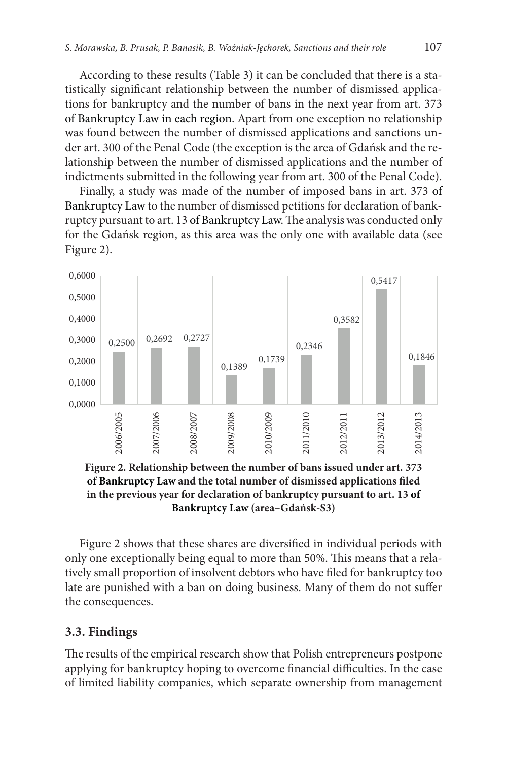According to these results (Table 3) it can be concluded that there is a statistically significant relationship between the number of dismissed applications for bankruptcy and the number of bans in the next year from art. 373 of Bankruptcy Law in each region. Apart from one exception no relationship was found between the number of dismissed applications and sanctions under art. 300 of the Penal Code (the exception is the area of Gdańsk and the relationship between the number of dismissed applications and the number of indictments submitted in the following year from art. 300 of the Penal Code).

Finally, a study was made of the number of imposed bans in art. 373 of Bankruptcy Law to the number of dismissed petitions for declaration of bankruptcy pursuant to art. 13 of Bankruptcy Law. The analysis was conducted only for the Gdańsk region, as this area was the only one with available data (see Figure 2).

**Figure 2. Relationship between the number of bans issued under art. 373 of Bankruptcy Law and the total number of dismissed applications filed in the previous year for declaration of bankruptcy pursuant to art. 13 of Bankruptcy Law (area–Gdańsk-S3)**

Figure 2 shows that these shares are diversified in individual periods with only one exceptionally being equal to more than 50%. This means that a relatively small proportion of insolvent debtors who have filed for bankruptcy too late are punished with a ban on doing business. Many of them do not suffer the consequences.

### 3.3. Findings

The results of the empirical research show that Polish entrepreneurs postpone applying for bankruptcy hoping to overcome financial difficulties. In the case of limited liability companies, which separate ownership from management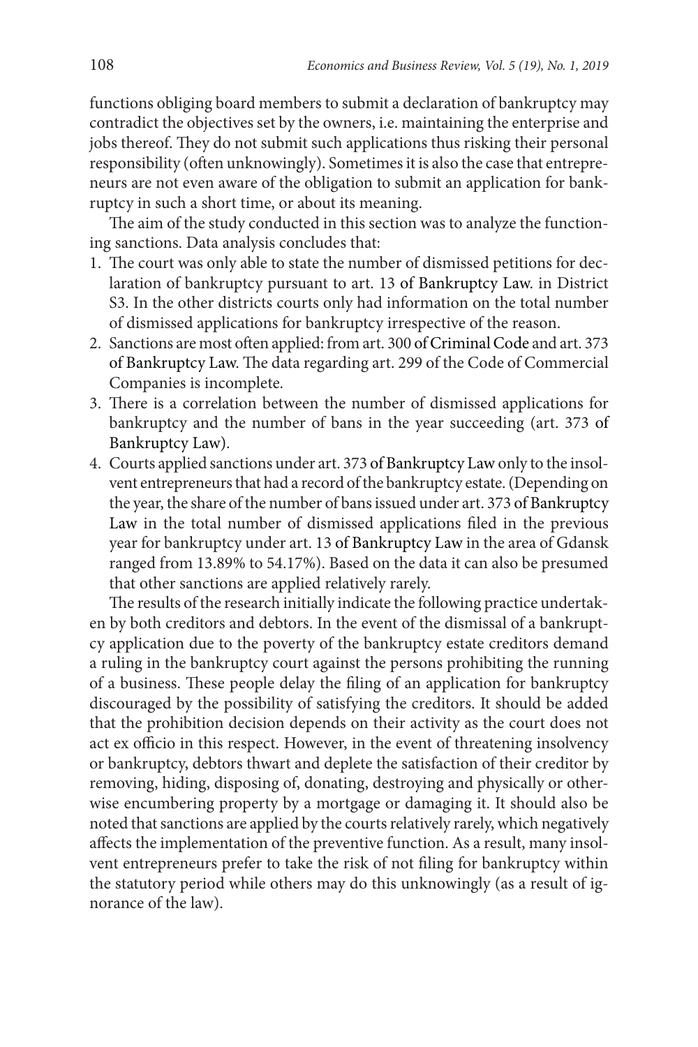functions obliging board members to submit a declaration of bankruptcy may contradict the objectives set by the owners, i.e. maintaining the enterprise and jobs thereof. They do not submit such applications thus risking their personal responsibility (often unknowingly). Sometimes it is also the case that entrepreneurs are not even aware of the obligation to submit an application for bankruptcy in such a short time, or about its meaning.

The aim of the study conducted in this section was to analyze the functioning sanctions. Data analysis concludes that:

1. The court was only able to state the number of dismissed petitions for declaration of bankruptcy pursuant to art. 13 of Bankruptcy Law. in District S3. In the other districts courts only had information on the total number of dismissed applications for bankruptcy irrespective of the reason.
2. Sanctions are most often applied: from art. 300 of Criminal Code and art. 373 of Bankruptcy Law. The data regarding art. 299 of the Code of Commercial Companies is incomplete.
3. There is a correlation between the number of dismissed applications for bankruptcy and the number of bans in the year succeeding (art. 373 of Bankruptcy Law).
4. Courts applied sanctions under art. 373 of Bankruptcy Law only to the insolvent entrepreneurs that had a record of the bankruptcy estate. (Depending on the year, the share of the number of bans issued under art. 373 of Bankruptcy Law in the total number of dismissed applications filed in the previous year for bankruptcy under art. 13 of Bankruptcy Law in the area of Gdansk ranged from 13.89% to 54.17%). Based on the data it can also be presumed that other sanctions are applied relatively rarely.

The results of the research initially indicate the following practice undertaken by both creditors and debtors. In the event of the dismissal of a bankruptcy application due to the poverty of the bankruptcy estate creditors demand a ruling in the bankruptcy court against the persons prohibiting the running of a business. These people delay the filing of an application for bankruptcy discouraged by the possibility of satisfying the creditors. It should be added that the prohibition decision depends on their activity as the court does not act ex officio in this respect. However, in the event of threatening insolvency or bankruptcy, debtors thwart and deplete the satisfaction of their creditor by removing, hiding, disposing of, donating, destroying and physically or otherwise encumbering property by a mortgage or damaging it. It should also be noted that sanctions are applied by the courts relatively rarely, which negatively affects the implementation of the preventive function. As a result, many insolvent entrepreneurs prefer to take the risk of not filing for bankruptcy within the statutory period while others may do this unknowingly (as a result of ignorance of the law).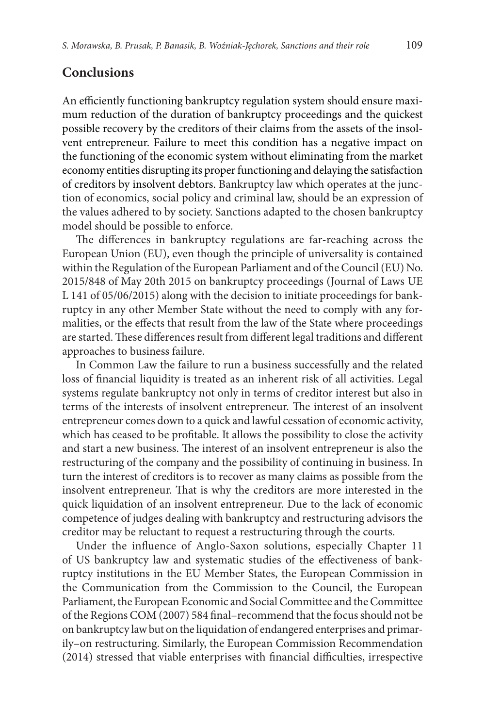## Conclusions

An efficiently functioning bankruptcy regulation system should ensure maximum reduction of the duration of bankruptcy proceedings and the quickest possible recovery by the creditors of their claims from the assets of the insolvent entrepreneur. Failure to meet this condition has a negative impact on the functioning of the economic system without eliminating from the market economy entities disrupting its proper functioning and delaying the satisfaction of creditors by insolvent debtors. Bankruptcy law which operates at the junction of economics, social policy and criminal law, should be an expression of the values adhered to by society. Sanctions adapted to the chosen bankruptcy model should be possible to enforce.

The differences in bankruptcy regulations are far-reaching across the European Union (EU), even though the principle of universality is contained within the Regulation of the European Parliament and of the Council (EU) No. 2015/848 of May 20th 2015 on bankruptcy proceedings (Journal of Laws UE L 141 of 05/06/2015) along with the decision to initiate proceedings for bankruptcy in any other Member State without the need to comply with any formalities, or the effects that result from the law of the State where proceedings are started. These differences result from different legal traditions and different approaches to business failure.

In Common Law the failure to run a business successfully and the related loss of financial liquidity is treated as an inherent risk of all activities. Legal systems regulate bankruptcy not only in terms of creditor interest but also in terms of the interests of insolvent entrepreneur. The interest of an insolvent entrepreneur comes down to a quick and lawful cessation of economic activity, which has ceased to be profitable. It allows the possibility to close the activity and start a new business. The interest of an insolvent entrepreneur is also the restructuring of the company and the possibility of continuing in business. In turn the interest of creditors is to recover as many claims as possible from the insolvent entrepreneur. That is why the creditors are more interested in the quick liquidation of an insolvent entrepreneur. Due to the lack of economic competence of judges dealing with bankruptcy and restructuring advisors the creditor may be reluctant to request a restructuring through the courts.

Under the influence of Anglo-Saxon solutions, especially Chapter 11 of US bankruptcy law and systematic studies of the effectiveness of bankruptcy institutions in the EU Member States, the European Commission in the Communication from the Commission to the Council, the European Parliament, the European Economic and Social Committee and the Committee of the Regions COM (2007) 584 final–recommend that the focus should not be on bankruptcy law but on the liquidation of endangered enterprises and primarily–on restructuring. Similarly, the European Commission Recommendation (2014) stressed that viable enterprises with financial difficulties, irrespective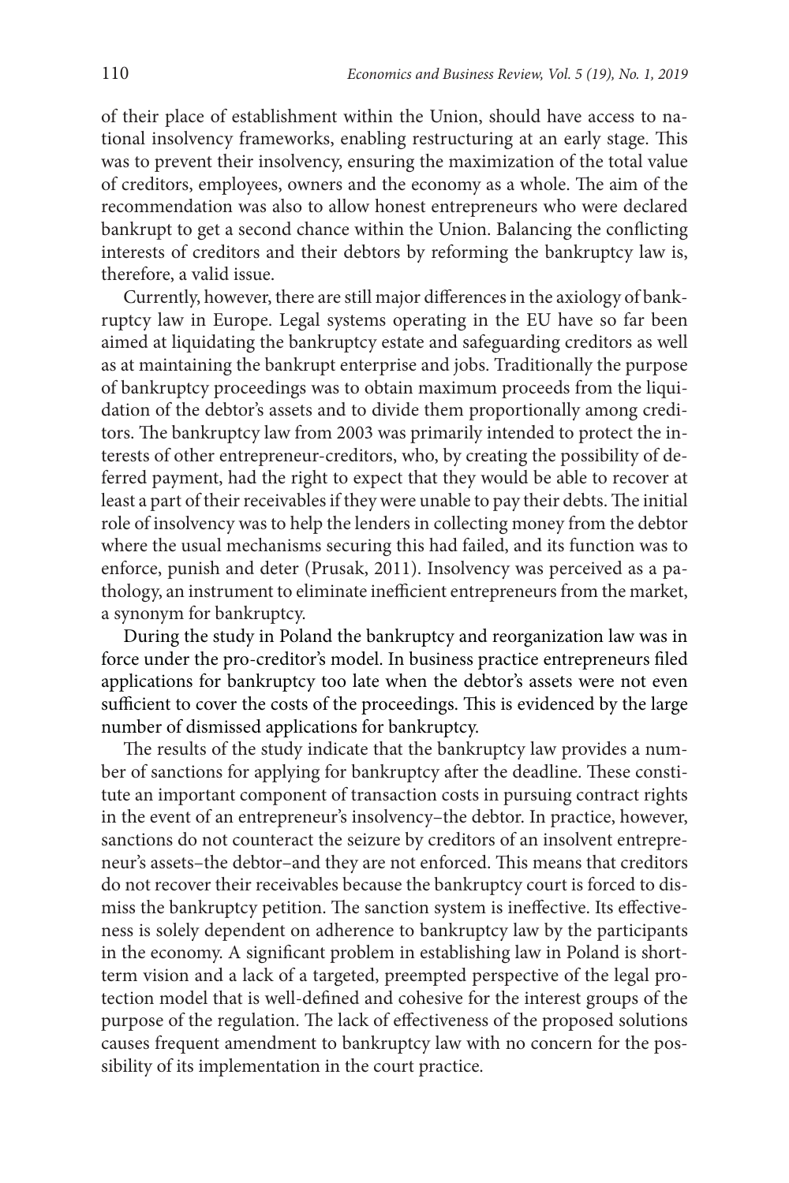of their place of establishment within the Union, should have access to national insolvency frameworks, enabling restructuring at an early stage. This was to prevent their insolvency, ensuring the maximization of the total value of creditors, employees, owners and the economy as a whole. The aim of the recommendation was also to allow honest entrepreneurs who were declared bankrupt to get a second chance within the Union. Balancing the conflicting interests of creditors and their debtors by reforming the bankruptcy law is, therefore, a valid issue.

Currently, however, there are still major differences in the axiology of bankruptcy law in Europe. Legal systems operating in the EU have so far been aimed at liquidating the bankruptcy estate and safeguarding creditors as well as at maintaining the bankrupt enterprise and jobs. Traditionally the purpose of bankruptcy proceedings was to obtain maximum proceeds from the liquidation of the debtor's assets and to divide them proportionally among creditors. The bankruptcy law from 2003 was primarily intended to protect the interests of other entrepreneur-creditors, who, by creating the possibility of deferred payment, had the right to expect that they would be able to recover at least a part of their receivables if they were unable to pay their debts. The initial role of insolvency was to help the lenders in collecting money from the debtor where the usual mechanisms securing this had failed, and its function was to enforce, punish and deter (Prusak, 2011). Insolvency was perceived as a pathology, an instrument to eliminate inefficient entrepreneurs from the market, a synonym for bankruptcy.

During the study in Poland the bankruptcy and reorganization law was in force under the pro-creditor's model. In business practice entrepreneurs filed applications for bankruptcy too late when the debtor's assets were not even sufficient to cover the costs of the proceedings. This is evidenced by the large number of dismissed applications for bankruptcy.

The results of the study indicate that the bankruptcy law provides a number of sanctions for applying for bankruptcy after the deadline. These constitute an important component of transaction costs in pursuing contract rights in the event of an entrepreneur's insolvency–the debtor. In practice, however, sanctions do not counteract the seizure by creditors of an insolvent entrepreneur's assets–the debtor–and they are not enforced. This means that creditors do not recover their receivables because the bankruptcy court is forced to dismiss the bankruptcy petition. The sanction system is ineffective. Its effectiveness is solely dependent on adherence to bankruptcy law by the participants in the economy. A significant problem in establishing law in Poland is short-term vision and a lack of a targeted, preempted perspective of the legal protection model that is well-defined and cohesive for the interest groups of the purpose of the regulation. The lack of effectiveness of the proposed solutions causes frequent amendment to bankruptcy law with no concern for the possibility of its implementation in the court practice.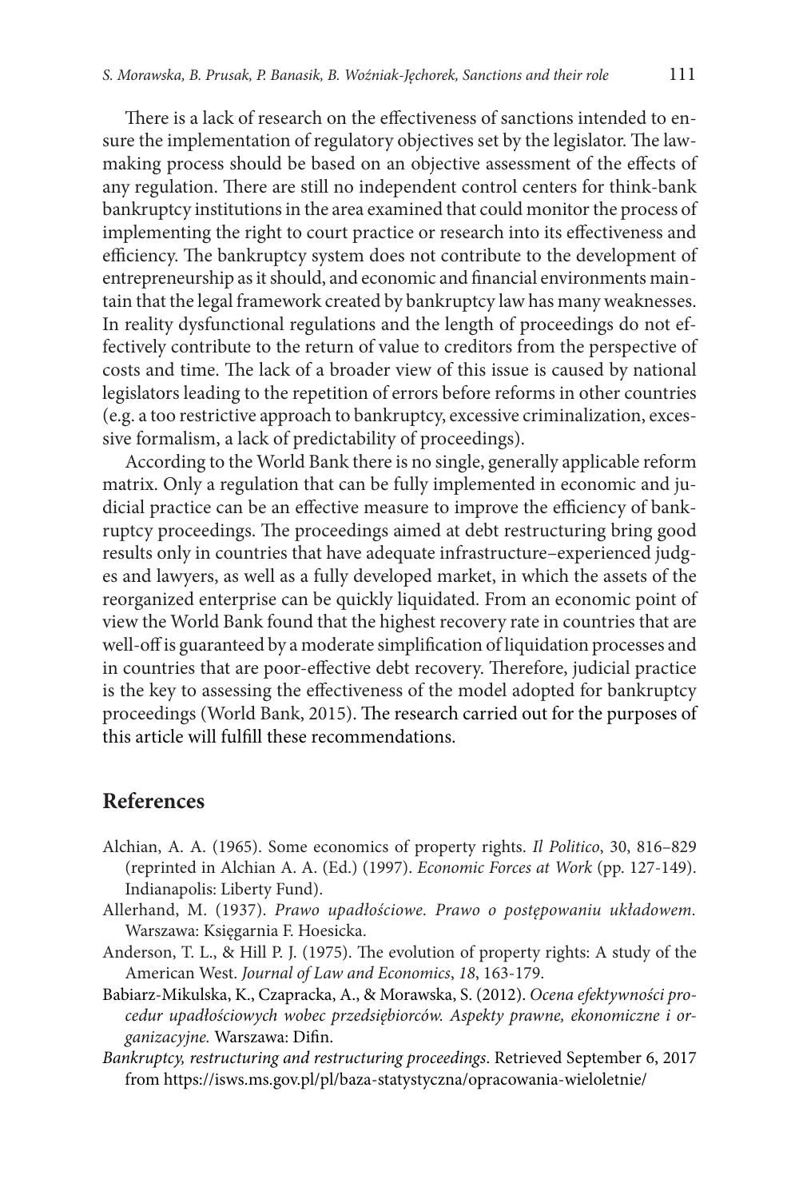There is a lack of research on the effectiveness of sanctions intended to ensure the implementation of regulatory objectives set by the legislator. The law-making process should be based on an objective assessment of the effects of any regulation. There are still no independent control centers for think-bank bankruptcy institutions in the area examined that could monitor the process of implementing the right to court practice or research into its effectiveness and efficiency. The bankruptcy system does not contribute to the development of entrepreneurship as it should, and economic and financial environments maintain that the legal framework created by bankruptcy law has many weaknesses. In reality dysfunctional regulations and the length of proceedings do not effectively contribute to the return of value to creditors from the perspective of costs and time. The lack of a broader view of this issue is caused by national legislators leading to the repetition of errors before reforms in other countries (e.g. a too restrictive approach to bankruptcy, excessive criminalization, excessive formalism, a lack of predictability of proceedings).

According to the World Bank there is no single, generally applicable reform matrix. Only a regulation that can be fully implemented in economic and judicial practice can be an effective measure to improve the efficiency of bankruptcy proceedings. The proceedings aimed at debt restructuring bring good results only in countries that have adequate infrastructure–experienced judges and lawyers, as well as a fully developed market, in which the assets of the reorganized enterprise can be quickly liquidated. From an economic point of view the World Bank found that the highest recovery rate in countries that are well-off is guaranteed by a moderate simplification of liquidation processes and in countries that are poor-effective debt recovery. Therefore, judicial practice is the key to assessing the effectiveness of the model adopted for bankruptcy proceedings (World Bank, 2015). The research carried out for the purposes of this article will fulfill these recommendations.

## References

Alchian, A. A. (1965). Some economics of property rights. *Il Politico*, 30, 816–829 (reprinted in Alchian A. A. (Ed.) (1997). *Economic Forces at Work* (pp. 127-149). Indianapolis: Liberty Fund).

Allerhand, M. (1937). *Prawo upadłościowe. Prawo o postępowaniu układowem.* Warszawa: Księgarnia F. Hoesicka.

Anderson, T. L., & Hill P. J. (1975). The evolution of property rights: A study of the American West. *Journal of Law and Economics*, *18*, 163-179.

Babiarz-Mikulska, K., Czapracka, A., & Morawska, S. (2012). *Ocena efektywności procedur upadłościowych wobec przedsiębiorców. Aspekty prawne, ekonomiczne i organizacyjne.* Warszawa: Difin.

*Bankruptcy, restructuring and restructuring proceedings*. Retrieved September 6, 2017 from https://isws.ms.gov.pl/pl/baza-statystyczna/opracowania-wieloletnie/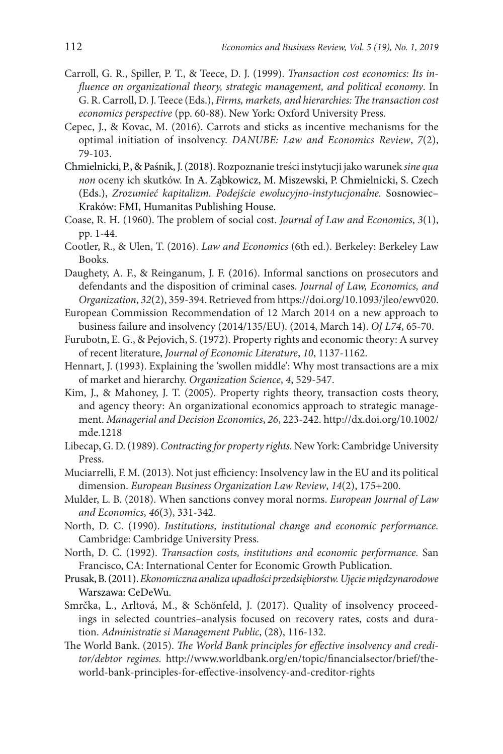Carroll, G. R., Spiller, P. T., & Teece, D. J. (1999). *Transaction cost economics: Its influence on organizational theory, strategic management, and political economy*. In G. R. Carroll, D. J. Teece (Eds.), *Firms, markets, and hierarchies: The transaction cost economics perspective* (pp. 60-88). New York: Oxford University Press.

Cepec, J., & Kovac, M. (2016). Carrots and sticks as incentive mechanisms for the optimal initiation of insolvency. *DANUBE: Law and Economics Review*, *7*(2), 79-103.

Chmielnicki, P., & Paśnik, J. (2018). Rozpoznanie treści instytucji jako warunek *sine qua non* oceny ich skutków. In A. Ząbkowicz, M. Miszewski, P. Chmielnicki, S. Czech (Eds.), *Zrozumieć kapitalizm. Podejście ewolucyjno-instytucjonalne.* Sosnowiec–Kraków: FMI, Humanitas Publishing House.

Coase, R. H. (1960). The problem of social cost. *Journal of Law and Economics*, *3*(1), pp. 1-44.

Cootler, R., & Ulen, T. (2016). *Law and Economics* (6th ed.). Berkeley: Berkeley Law Books.

Daughety, A. F., & Reinganum, J. F. (2016). Informal sanctions on prosecutors and defendants and the disposition of criminal cases. *Journal of Law, Economics, and Organization*, *32*(2), 359-394. Retrieved from https://doi.org/10.1093/jleo/ewv020.

European Commission Recommendation of 12 March 2014 on a new approach to business failure and insolvency (2014/135/EU). (2014, March 14). *OJ L74*, 65-70.

Furubotn, E. G., & Pejovich, S. (1972). Property rights and economic theory: A survey of recent literature, *Journal of Economic Literature*, *10*, 1137-1162.

Hennart, J. (1993). Explaining the 'swollen middle': Why most transactions are a mix of market and hierarchy. *Organization Science*, *4*, 529-547.

Kim, J., & Mahoney, J. T. (2005). Property rights theory, transaction costs theory, and agency theory: An organizational economics approach to strategic management. *Managerial and Decision Economics*, *26*, 223-242. http://dx.doi.org/10.1002/mde.1218

Libecap, G. D. (1989). *Contracting for property rights.* New York: Cambridge University Press.

Muciarrelli, F. M. (2013). Not just efficiency: Insolvency law in the EU and its political dimension. *European Business Organization Law Review*, *14*(2), 175+200.

Mulder, L. B. (2018). When sanctions convey moral norms. *European Journal of Law and Economics*, *46*(3), 331-342.

North, D. C. (1990). *Institutions, institutional change and economic performance.* Cambridge: Cambridge University Press.

North, D. C. (1992). *Transaction costs, institutions and economic performance.* San Francisco, CA: International Center for Economic Growth Publication.

Prusak, B. (2011). *Ekonomiczna analiza upadłości przedsiębiorstw. Ujęcie międzynarodowe* Warszawa: CeDeWu.

Smrčka, L., Arltová, M., & Schönfeld, J. (2017). Quality of insolvency proceedings in selected countries–analysis focused on recovery rates, costs and duration. *Administratie si Management Public*, (28), 116-132.

The World Bank. (2015). *The World Bank principles for effective insolvency and creditor/debtor regimes.* http://www.worldbank.org/en/topic/financialsector/brief/the-world-bank-principles-for-effective-insolvency-and-creditor-rights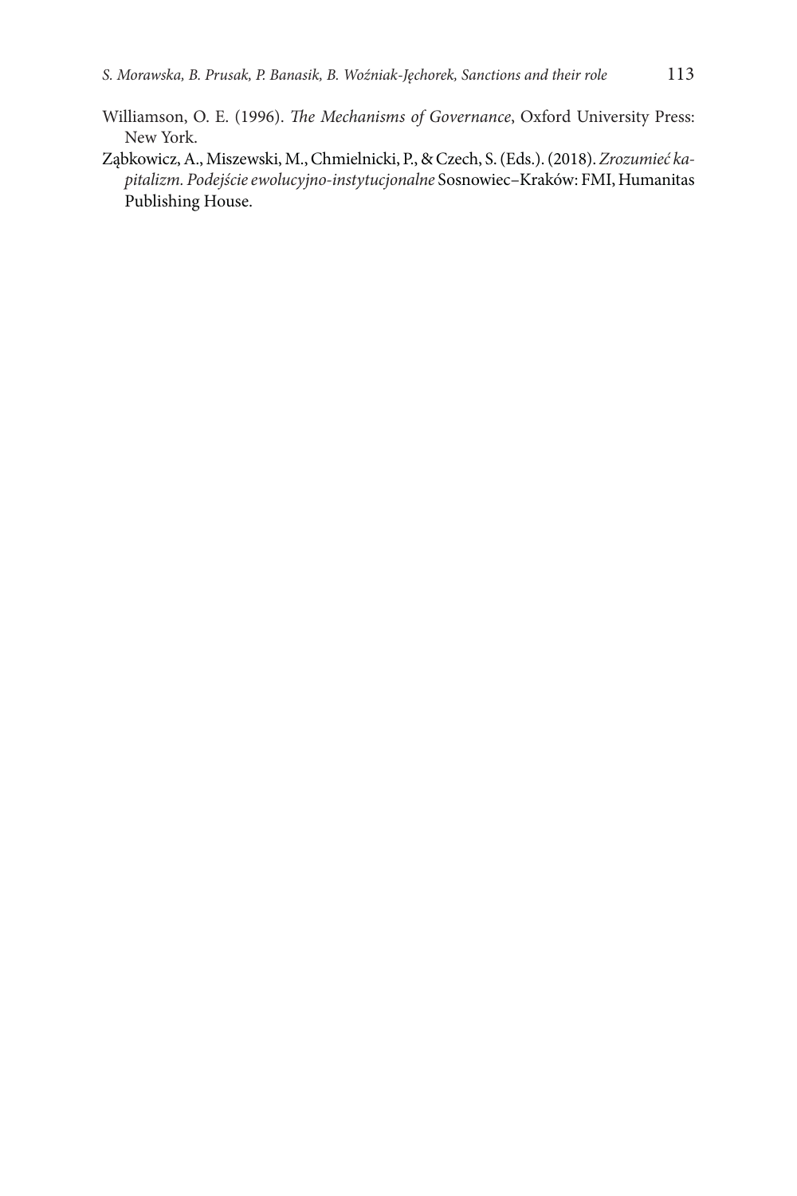Williamson, O. E. (1996). *The Mechanisms of Governance*, Oxford University Press: New York.

Ząbkowicz, A., Miszewski, M., Chmielnicki, P., & Czech, S. (Eds.). (2018). *Zrozumieć kapitalizm. Podejście ewolucyjno-instytucjonalne* Sosnowiec–Kraków: FMI, Humanitas Publishing House.